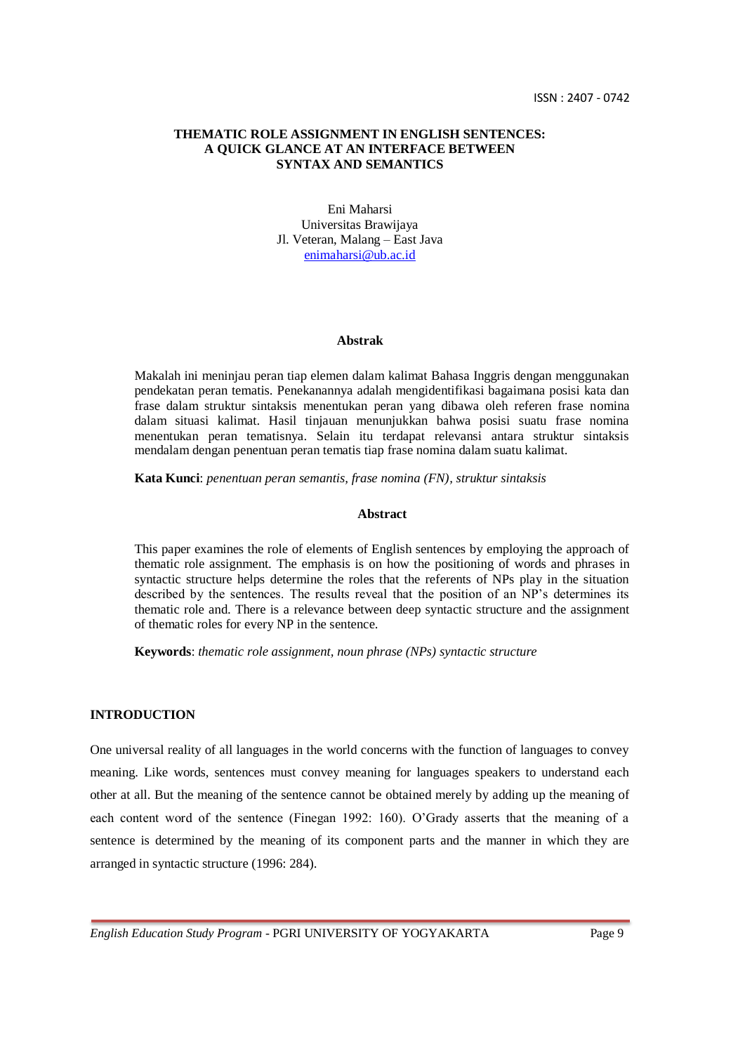ISSN : 2407 - 0742

# THEMATIC ROLE ASSIGNMENT IN ENGLISH SENTENCES: A QUICK GLANCE AT AN INTERFACE BETWEEN SYNTAX AND SEMANTICS

Eni Maharsi
Universitas Brawijaya
Jl. Veteran, Malang – East Java
enimaharsi@ub.ac.id

## Abstrak

Makalah ini meninjau peran tiap elemen dalam kalimat Bahasa Inggris dengan menggunakan pendekatan peran tematis. Penekanannya adalah mengidentifikasi bagaimana posisi kata dan frase dalam struktur sintaksis menentukan peran yang dibawa oleh referen frase nomina dalam situasi kalimat. Hasil tinjauan menunjukkan bahwa posisi suatu frase nomina menentukan peran tematisnya. Selain itu terdapat relevansi antara struktur sintaksis mendalam dengan penentuan peran tematis tiap frase nomina dalam suatu kalimat.

**Kata Kunci**: *penentuan peran semantis, frase nomina (FN), struktur sintaksis*

## Abstract

This paper examines the role of elements of English sentences by employing the approach of thematic role assignment. The emphasis is on how the positioning of words and phrases in syntactic structure helps determine the roles that the referents of NPs play in the situation described by the sentences. The results reveal that the position of an NP's determines its thematic role and. There is a relevance between deep syntactic structure and the assignment of thematic roles for every NP in the sentence.

**Keywords**: *thematic role assignment, noun phrase (NPs) syntactic structure*

## INTRODUCTION

One universal reality of all languages in the world concerns with the function of languages to convey meaning. Like words, sentences must convey meaning for languages speakers to understand each other at all. But the meaning of the sentence cannot be obtained merely by adding up the meaning of each content word of the sentence (Finegan 1992: 160). O'Grady asserts that the meaning of a sentence is determined by the meaning of its component parts and the manner in which they are arranged in syntactic structure (1996: 284).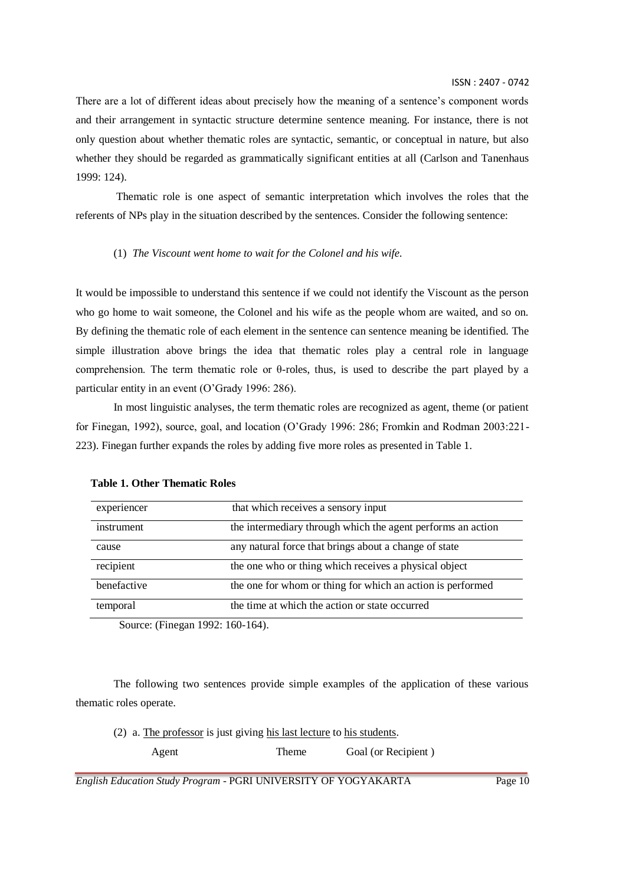There are a lot of different ideas about precisely how the meaning of a sentence's component words and their arrangement in syntactic structure determine sentence meaning. For instance, there is not only question about whether thematic roles are syntactic, semantic, or conceptual in nature, but also whether they should be regarded as grammatically significant entities at all (Carlson and Tanenhaus 1999: 124).

Thematic role is one aspect of semantic interpretation which involves the roles that the referents of NPs play in the situation described by the sentences. Consider the following sentence:

(1) *The Viscount went home to wait for the Colonel and his wife.*

It would be impossible to understand this sentence if we could not identify the Viscount as the person who go home to wait someone, the Colonel and his wife as the people whom are waited, and so on. By defining the thematic role of each element in the sentence can sentence meaning be identified. The simple illustration above brings the idea that thematic roles play a central role in language comprehension. The term thematic role or θ-roles, thus, is used to describe the part played by a particular entity in an event (O'Grady 1996: 286).

In most linguistic analyses, the term thematic roles are recognized as agent, theme (or patient for Finegan, 1992), source, goal, and location (O'Grady 1996: 286; Fromkin and Rodman 2003:221-223). Finegan further expands the roles by adding five more roles as presented in Table 1.

**Table 1. Other Thematic Roles**

| | |
|---|---|
| experiencer | that which receives a sensory input |
| instrument | the intermediary through which the agent performs an action |
| cause | any natural force that brings about a change of state |
| recipient | the one who or thing which receives a physical object |
| benefactive | the one for whom or thing for which an action is performed |
| temporal | the time at which the action or state occurred |

Source: (Finegan 1992: 160-164).

The following two sentences provide simple examples of the application of these various thematic roles operate.

(2) a. The professor is just giving his last lecture to his students.

Agent — Theme — Goal (or Recipient )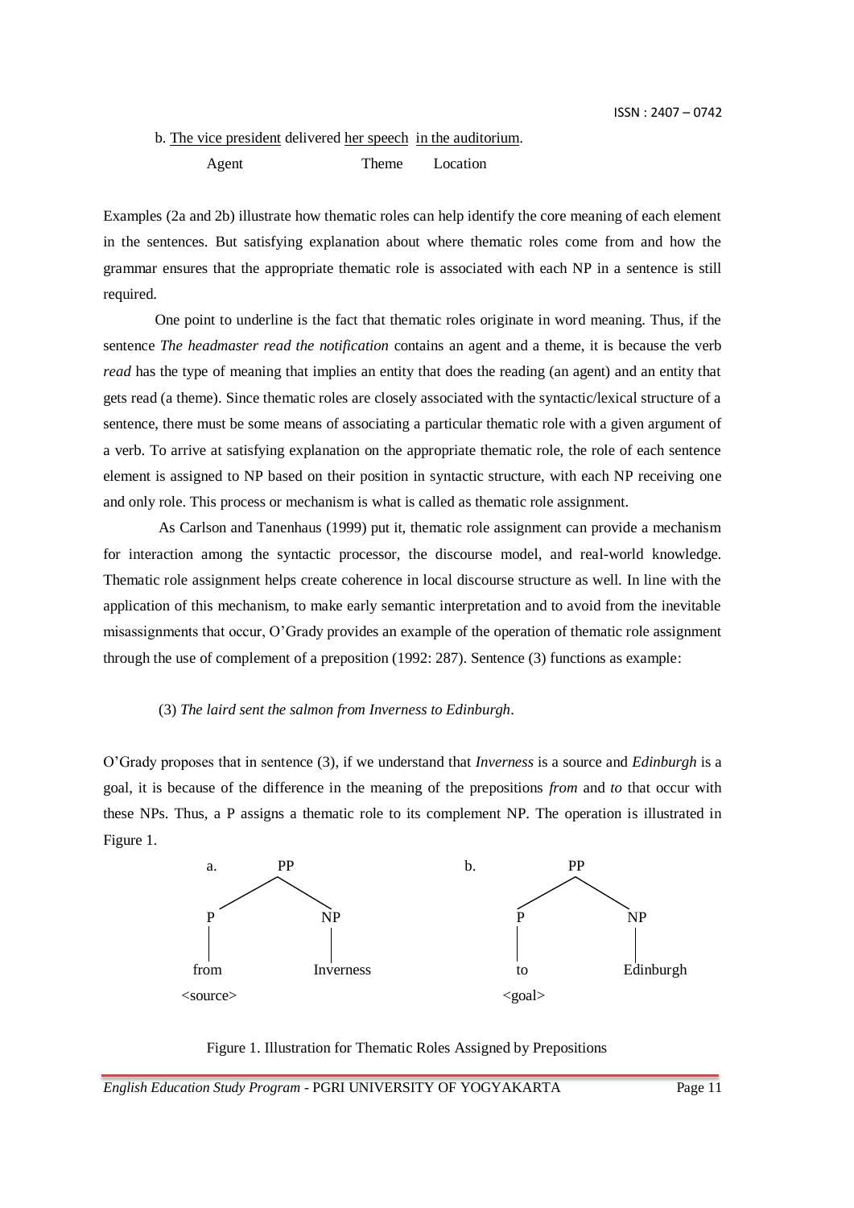b. <u>The vice president</u> delivered <u>her speech</u> <u>in the auditorium</u>.

Agent Theme Location

Examples (2a and 2b) illustrate how thematic roles can help identify the core meaning of each element in the sentences. But satisfying explanation about where thematic roles come from and how the grammar ensures that the appropriate thematic role is associated with each NP in a sentence is still required.

One point to underline is the fact that thematic roles originate in word meaning. Thus, if the sentence *The headmaster read the notification* contains an agent and a theme, it is because the verb *read* has the type of meaning that implies an entity that does the reading (an agent) and an entity that gets read (a theme). Since thematic roles are closely associated with the syntactic/lexical structure of a sentence, there must be some means of associating a particular thematic role with a given argument of a verb. To arrive at satisfying explanation on the appropriate thematic role, the role of each sentence element is assigned to NP based on their position in syntactic structure, with each NP receiving one and only role. This process or mechanism is what is called as thematic role assignment.

As Carlson and Tanenhaus (1999) put it, thematic role assignment can provide a mechanism for interaction among the syntactic processor, the discourse model, and real-world knowledge. Thematic role assignment helps create coherence in local discourse structure as well. In line with the application of this mechanism, to make early semantic interpretation and to avoid from the inevitable misassignments that occur, O'Grady provides an example of the operation of thematic role assignment through the use of complement of a preposition (1992: 287). Sentence (3) functions as example:

(3) *The laird sent the salmon from Inverness to Edinburgh*.

O'Grady proposes that in sentence (3), if we understand that *Inverness* is a source and *Edinburgh* is a goal, it is because of the difference in the meaning of the prepositions *from* and *to* that occur with these NPs. Thus, a P assigns a thematic role to its complement NP. The operation is illustrated in Figure 1.

```
a.        PP                    b.        PP
        /    \                          /    \
       P      NP                       P      NP
       |      |                        |      |
     from   Inverness                 to    Edinburgh
   <source>                         <goal>
```

Figure 1. Illustration for Thematic Roles Assigned by Prepositions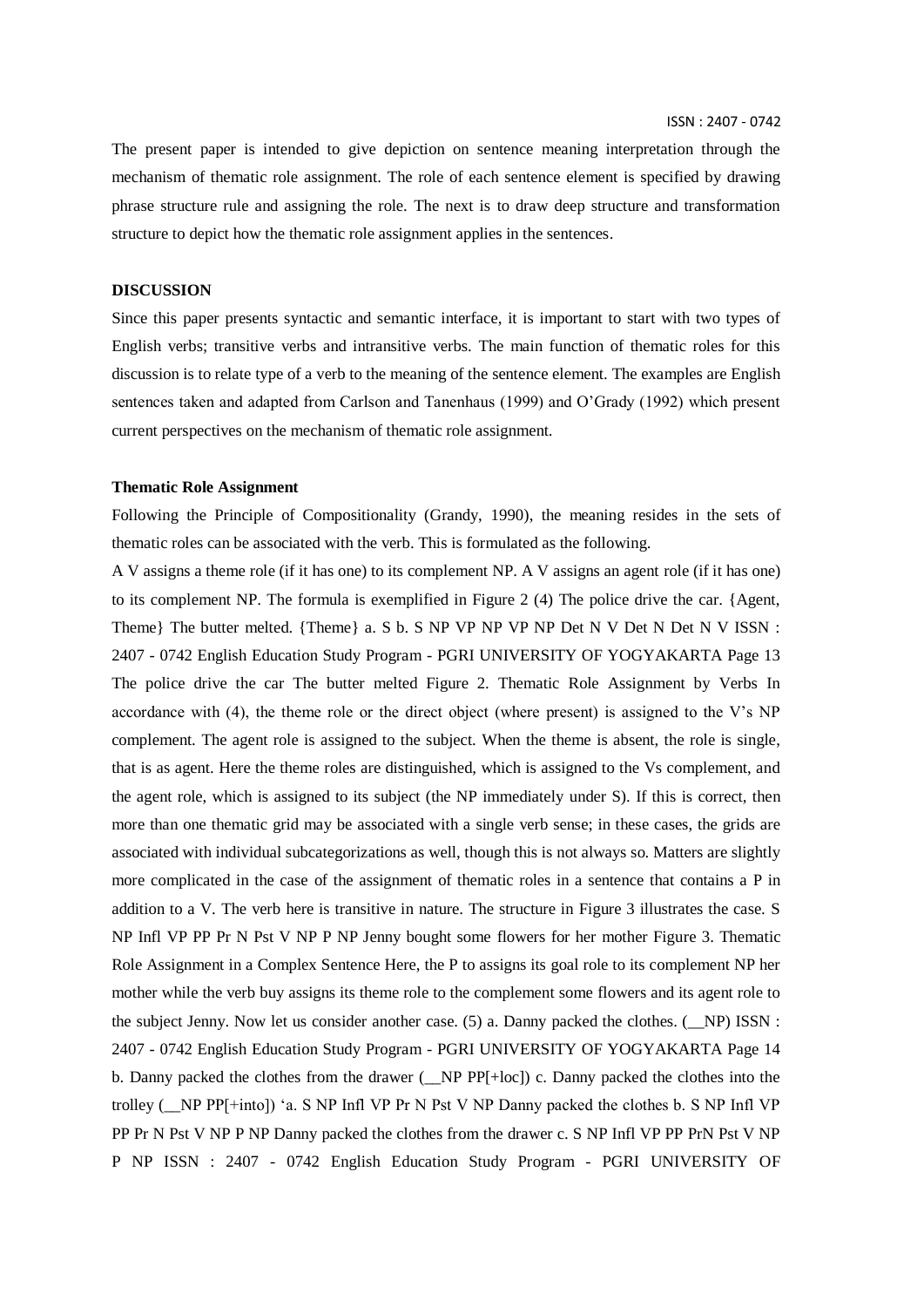The present paper is intended to give depiction on sentence meaning interpretation through the mechanism of thematic role assignment. The role of each sentence element is specified by drawing phrase structure rule and assigning the role. The next is to draw deep structure and transformation structure to depict how the thematic role assignment applies in the sentences.

## DISCUSSION

Since this paper presents syntactic and semantic interface, it is important to start with two types of English verbs; transitive verbs and intransitive verbs. The main function of thematic roles for this discussion is to relate type of a verb to the meaning of the sentence element. The examples are English sentences taken and adapted from Carlson and Tanenhaus (1999) and O'Grady (1992) which present current perspectives on the mechanism of thematic role assignment.

### Thematic Role Assignment

Following the Principle of Compositionality (Grandy, 1990), the meaning resides in the sets of thematic roles can be associated with the verb. This is formulated as the following.

A V assigns a theme role (if it has one) to its complement NP. A V assigns an agent role (if it has one) to its complement NP. The formula is exemplified in Figure 2 (4) The police drive the car. {Agent, Theme} The butter melted. {Theme} a. S b. S NP VP NP VP NP Det N V Det N Det N V ISSN : 2407 - 0742 English Education Study Program - PGRI UNIVERSITY OF YOGYAKARTA Page 13 The police drive the car The butter melted Figure 2. Thematic Role Assignment by Verbs In accordance with (4), the theme role or the direct object (where present) is assigned to the V's NP complement. The agent role is assigned to the subject. When the theme is absent, the role is single, that is as agent. Here the theme roles are distinguished, which is assigned to the Vs complement, and the agent role, which is assigned to its subject (the NP immediately under S). If this is correct, then more than one thematic grid may be associated with a single verb sense; in these cases, the grids are associated with individual subcategorizations as well, though this is not always so. Matters are slightly more complicated in the case of the assignment of thematic roles in a sentence that contains a P in addition to a V. The verb here is transitive in nature. The structure in Figure 3 illustrates the case. S NP Infl VP PP Pr N Pst V NP P NP Jenny bought some flowers for her mother Figure 3. Thematic Role Assignment in a Complex Sentence Here, the P to assigns its goal role to its complement NP her mother while the verb buy assigns its theme role to the complement some flowers and its agent role to the subject Jenny. Now let us consider another case. (5) a. Danny packed the clothes. (__NP) ISSN : 2407 - 0742 English Education Study Program - PGRI UNIVERSITY OF YOGYAKARTA Page 14 b. Danny packed the clothes from the drawer (__NP PP[+loc]) c. Danny packed the clothes into the trolley (__NP PP[+into]) 'a. S NP Infl VP Pr N Pst V NP Danny packed the clothes b. S NP Infl VP PP Pr N Pst V NP P NP Danny packed the clothes from the drawer c. S NP Infl VP PP PrN Pst V NP P NP ISSN : 2407 - 0742 English Education Study Program - PGRI UNIVERSITY OF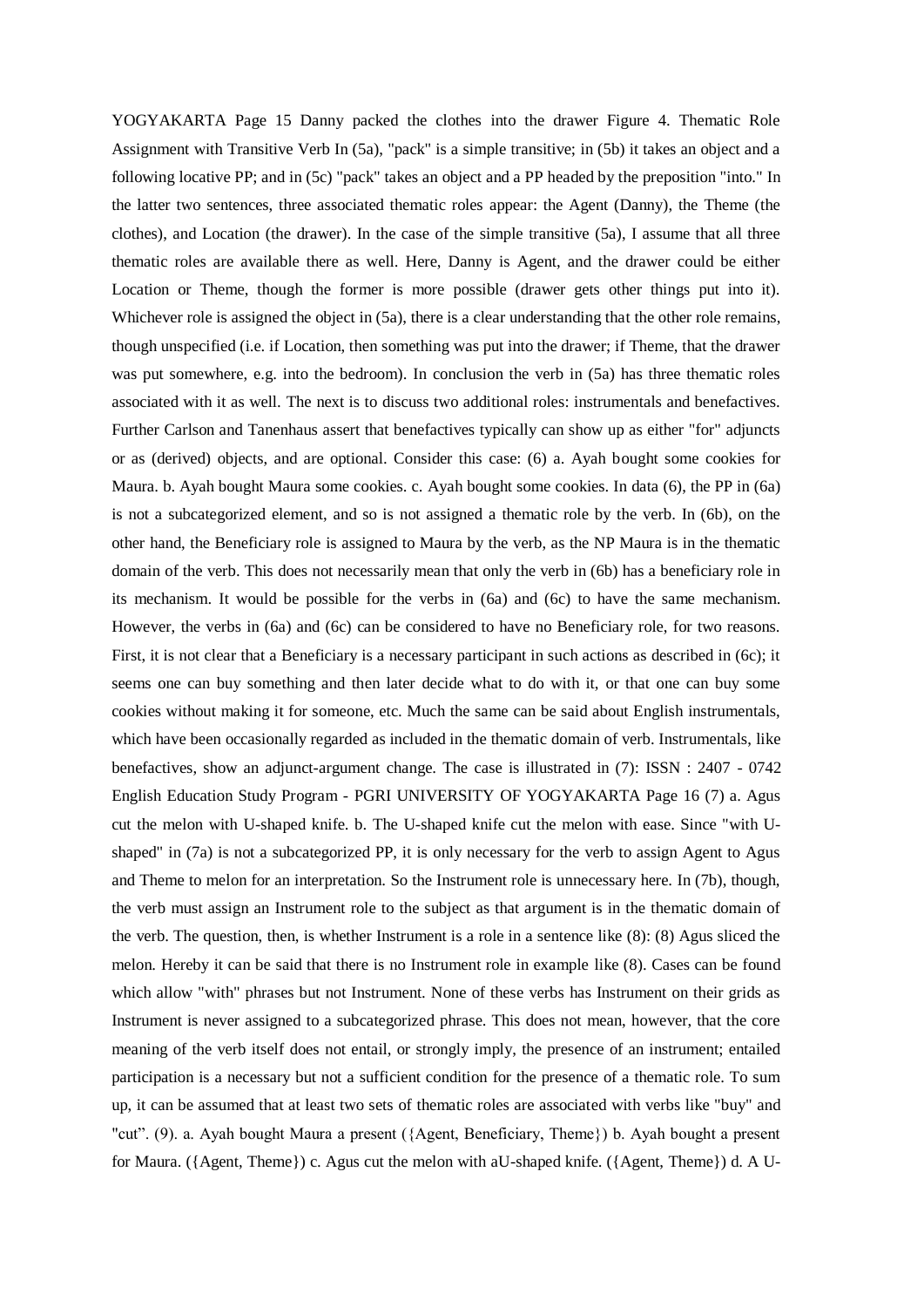Danny packed the clothes into the drawer Figure 4. Thematic Role Assignment with Transitive Verb In (5a), "pack" is a simple transitive; in (5b) it takes an object and a following locative PP; and in (5c) "pack" takes an object and a PP headed by the preposition "into." In the latter two sentences, three associated thematic roles appear: the Agent (Danny), the Theme (the clothes), and Location (the drawer). In the case of the simple transitive (5a), I assume that all three thematic roles are available there as well. Here, Danny is Agent, and the drawer could be either Location or Theme, though the former is more possible (drawer gets other things put into it). Whichever role is assigned the object in (5a), there is a clear understanding that the other role remains, though unspecified (i.e. if Location, then something was put into the drawer; if Theme, that the drawer was put somewhere, e.g. into the bedroom). In conclusion the verb in (5a) has three thematic roles associated with it as well. The next is to discuss two additional roles: instrumentals and benefactives. Further Carlson and Tanenhaus assert that benefactives typically can show up as either "for" adjuncts or as (derived) objects, and are optional. Consider this case: (6) a. Ayah bought some cookies for Maura. b. Ayah bought Maura some cookies. c. Ayah bought some cookies. In data (6), the PP in (6a) is not a subcategorized element, and so is not assigned a thematic role by the verb. In (6b), on the other hand, the Beneficiary role is assigned to Maura by the verb, as the NP Maura is in the thematic domain of the verb. This does not necessarily mean that only the verb in (6b) has a beneficiary role in its mechanism. It would be possible for the verbs in (6a) and (6c) to have the same mechanism. However, the verbs in (6a) and (6c) can be considered to have no Beneficiary role, for two reasons. First, it is not clear that a Beneficiary is a necessary participant in such actions as described in (6c); it seems one can buy something and then later decide what to do with it, or that one can buy some cookies without making it for someone, etc. Much the same can be said about English instrumentals, which have been occasionally regarded as included in the thematic domain of verb. Instrumentals, like benefactives, show an adjunct-argument change. The case is illustrated in (7): (7) a. Agus cut the melon with U-shaped knife. b. The U-shaped knife cut the melon with ease. Since "with U-shaped" in (7a) is not a subcategorized PP, it is only necessary for the verb to assign Agent to Agus and Theme to melon for an interpretation. So the Instrument role is unnecessary here. In (7b), though, the verb must assign an Instrument role to the subject as that argument is in the thematic domain of the verb. The question, then, is whether Instrument is a role in a sentence like (8): (8) Agus sliced the melon. Hereby it can be said that there is no Instrument role in example like (8). Cases can be found which allow "with" phrases but not Instrument. None of these verbs has Instrument on their grids as Instrument is never assigned to a subcategorized phrase. This does not mean, however, that the core meaning of the verb itself does not entail, or strongly imply, the presence of an instrument; entailed participation is a necessary but not a sufficient condition for the presence of a thematic role. To sum up, it can be assumed that at least two sets of thematic roles are associated with verbs like "buy" and "cut". (9). a. Ayah bought Maura a present ({Agent, Beneficiary, Theme}) b. Ayah bought a present for Maura. ({Agent, Theme}) c. Agus cut the melon with aU-shaped knife. ({Agent, Theme}) d. A U-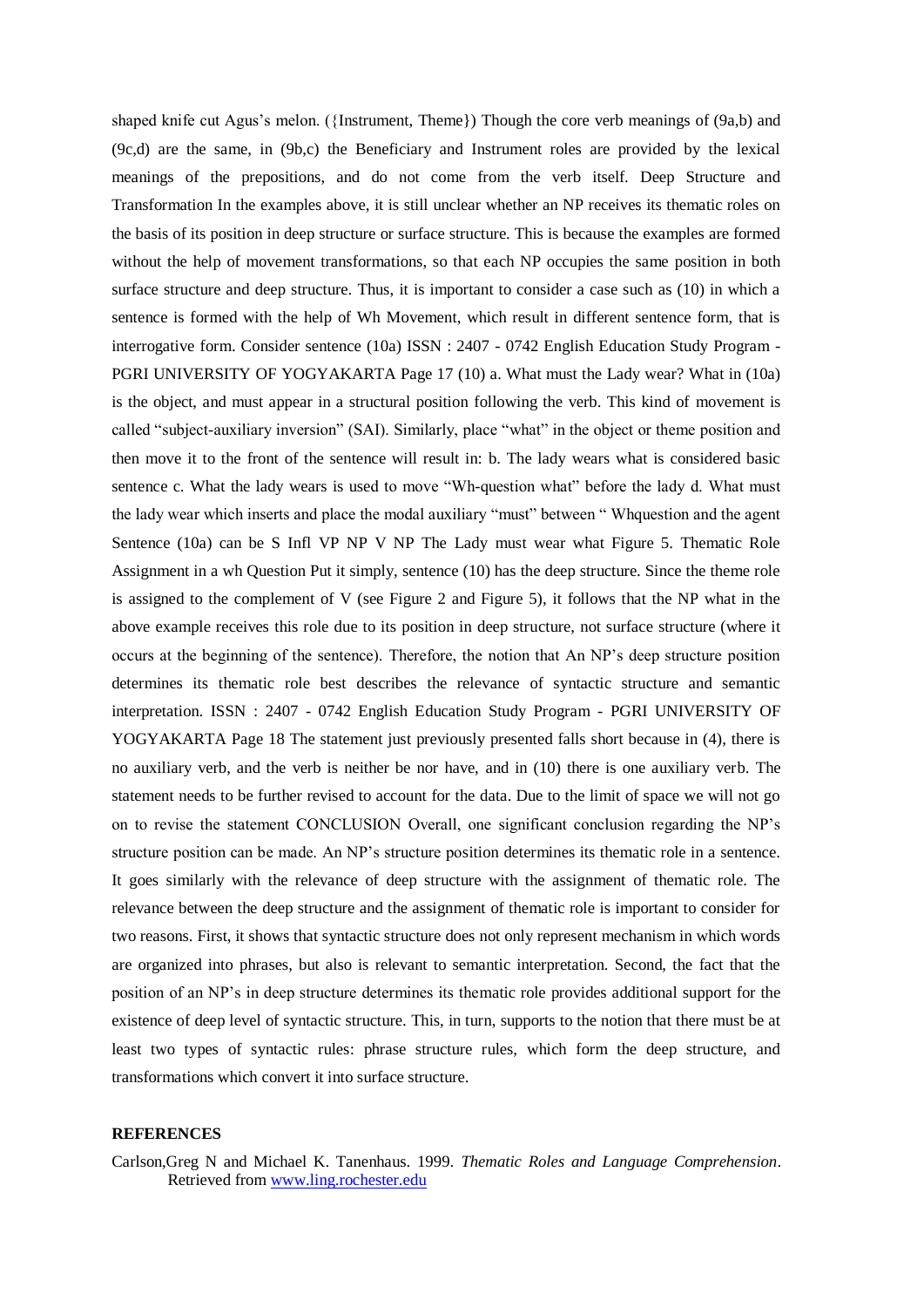shaped knife cut Agus's melon. ({Instrument, Theme}) Though the core verb meanings of (9a,b) and (9c,d) are the same, in (9b,c) the Beneficiary and Instrument roles are provided by the lexical meanings of the prepositions, and do not come from the verb itself. Deep Structure and Transformation In the examples above, it is still unclear whether an NP receives its thematic roles on the basis of its position in deep structure or surface structure. This is because the examples are formed without the help of movement transformations, so that each NP occupies the same position in both surface structure and deep structure. Thus, it is important to consider a case such as (10) in which a sentence is formed with the help of Wh Movement, which result in different sentence form, that is interrogative form. Consider sentence (10a) ISSN : 2407 - 0742 English Education Study Program - PGRI UNIVERSITY OF YOGYAKARTA Page 17 (10) a. What must the Lady wear? What in (10a) is the object, and must appear in a structural position following the verb. This kind of movement is called "subject-auxiliary inversion" (SAI). Similarly, place "what" in the object or theme position and then move it to the front of the sentence will result in: b. The lady wears what is considered basic sentence c. What the lady wears is used to move "Wh-question what" before the lady d. What must the lady wear which inserts and place the modal auxiliary "must" between " Whquestion and the agent Sentence (10a) can be S Infl VP NP V NP The Lady must wear what Figure 5. Thematic Role Assignment in a wh Question Put it simply, sentence (10) has the deep structure. Since the theme role is assigned to the complement of V (see Figure 2 and Figure 5), it follows that the NP what in the above example receives this role due to its position in deep structure, not surface structure (where it occurs at the beginning of the sentence). Therefore, the notion that An NP's deep structure position determines its thematic role best describes the relevance of syntactic structure and semantic interpretation. ISSN : 2407 - 0742 English Education Study Program - PGRI UNIVERSITY OF YOGYAKARTA Page 18 The statement just previously presented falls short because in (4), there is no auxiliary verb, and the verb is neither be nor have, and in (10) there is one auxiliary verb. The statement needs to be further revised to account for the data. Due to the limit of space we will not go on to revise the statement CONCLUSION Overall, one significant conclusion regarding the NP's structure position can be made. An NP's structure position determines its thematic role in a sentence. It goes similarly with the relevance of deep structure with the assignment of thematic role. The relevance between the deep structure and the assignment of thematic role is important to consider for two reasons. First, it shows that syntactic structure does not only represent mechanism in which words are organized into phrases, but also is relevant to semantic interpretation. Second, the fact that the position of an NP's in deep structure determines its thematic role provides additional support for the existence of deep level of syntactic structure. This, in turn, supports to the notion that there must be at least two types of syntactic rules: phrase structure rules, which form the deep structure, and transformations which convert it into surface structure.

## REFERENCES

Carlson,Greg N and Michael K. Tanenhaus. 1999. *Thematic Roles and Language Comprehension*. Retrieved from www.ling.rochester.edu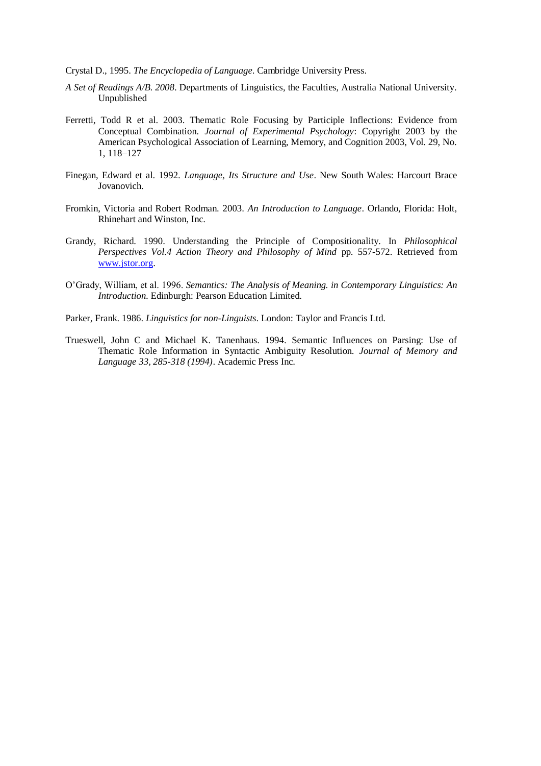Crystal D., 1995. *The Encyclopedia of Language*. Cambridge University Press.

*A Set of Readings A/B. 2008*. Departments of Linguistics, the Faculties, Australia National University. Unpublished

Ferretti, Todd R et al. 2003. Thematic Role Focusing by Participle Inflections: Evidence from Conceptual Combination. *Journal of Experimental Psychology*: Copyright 2003 by the American Psychological Association of Learning, Memory, and Cognition 2003, Vol. 29, No. 1, 118–127

Finegan, Edward et al. 1992. *Language, Its Structure and Use*. New South Wales: Harcourt Brace Jovanovich.

Fromkin, Victoria and Robert Rodman. 2003. *An Introduction to Language*. Orlando, Florida: Holt, Rhinehart and Winston, Inc.

Grandy, Richard. 1990. Understanding the Principle of Compositionality. In *Philosophical Perspectives Vol.4 Action Theory and Philosophy of Mind* pp. 557-572. Retrieved from www.jstor.org.

O'Grady, William, et al. 1996. *Semantics: The Analysis of Meaning. in Contemporary Linguistics: An Introduction*. Edinburgh: Pearson Education Limited.

Parker, Frank. 1986. *Linguistics for non-Linguists*. London: Taylor and Francis Ltd.

Trueswell, John C and Michael K. Tanenhaus. 1994. Semantic Influences on Parsing: Use of Thematic Role Information in Syntactic Ambiguity Resolution. *Journal of Memory and Language 33, 285-318 (1994)*. Academic Press Inc.